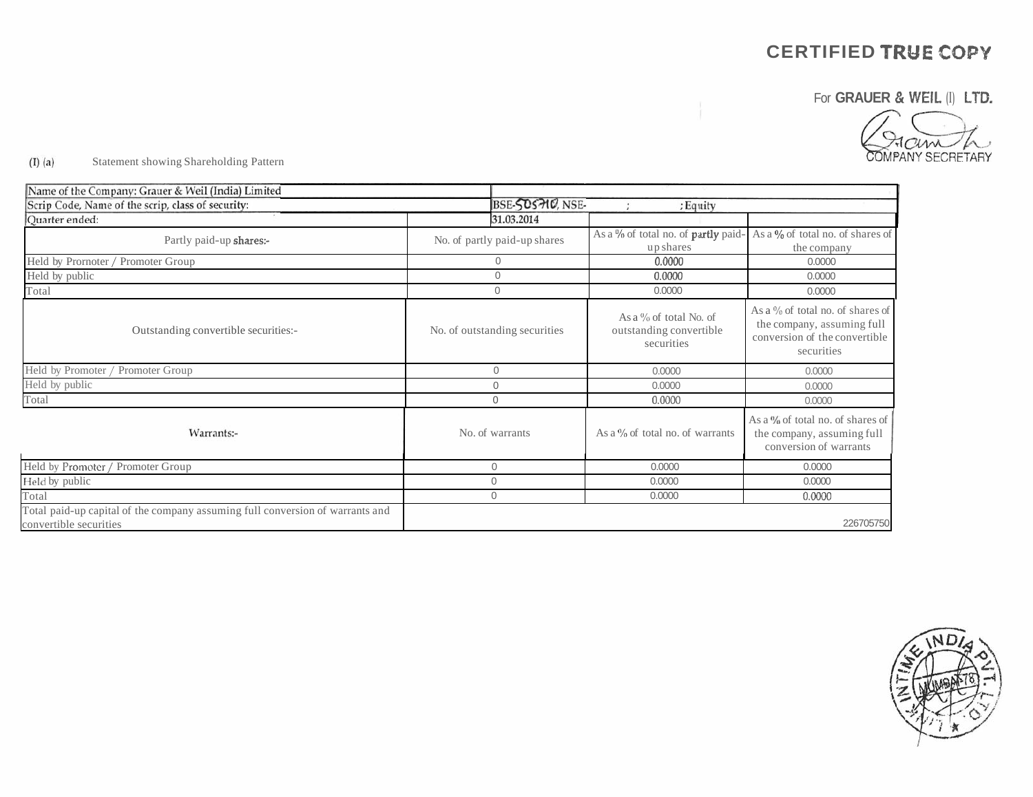CERTIFIED TRUE COPY

For GRAUER & WEIL (I) LTD.

COMPANY SECRETARY

(I) (a) Statement showing Shareholding Pattern

| Name of the Company: Grauer & Weil (India) Limited | | | |
|---|---|---|---|
| Scrip Code, Name of the scrip, class of security: | BSE-505710, NSE- ; ; Equity | | |
| Quarter ended: | 31.03.2014 | | |
| Partly paid-up shares:- | No. of partly paid-up shares | As a % of total no. of partly paid-up shares | As a % of total no. of shares of the company |
| Held by Promoter / Promoter Group | 0 | 0.0000 | 0.0000 |
| Held by public | 0 | 0.0000 | 0.0000 |
| Total | 0 | 0.0000 | 0.0000 |
| Outstanding convertible securities:- | No. of outstanding securities | As a % of total No. of outstanding convertible securities | As a % of total no. of shares of the company, assuming full conversion of the convertible securities |
| Held by Promoter / Promoter Group | 0 | 0.0000 | 0.0000 |
| Held by public | 0 | 0.0000 | 0.0000 |
| Total | 0 | 0.0000 | 0.0000 |
| Warrants:- | No. of warrants | As a % of total no. of warrants | As a % of total no. of shares of the company, assuming full conversion of warrants |
| Held by Promoter / Promoter Group | 0 | 0.0000 | 0.0000 |
| Held by public | 0 | 0.0000 | 0.0000 |
| Total | 0 | 0.0000 | 0.0000 |
| Total paid-up capital of the company assuming full conversion of warrants and convertible securities | | | 226705750 |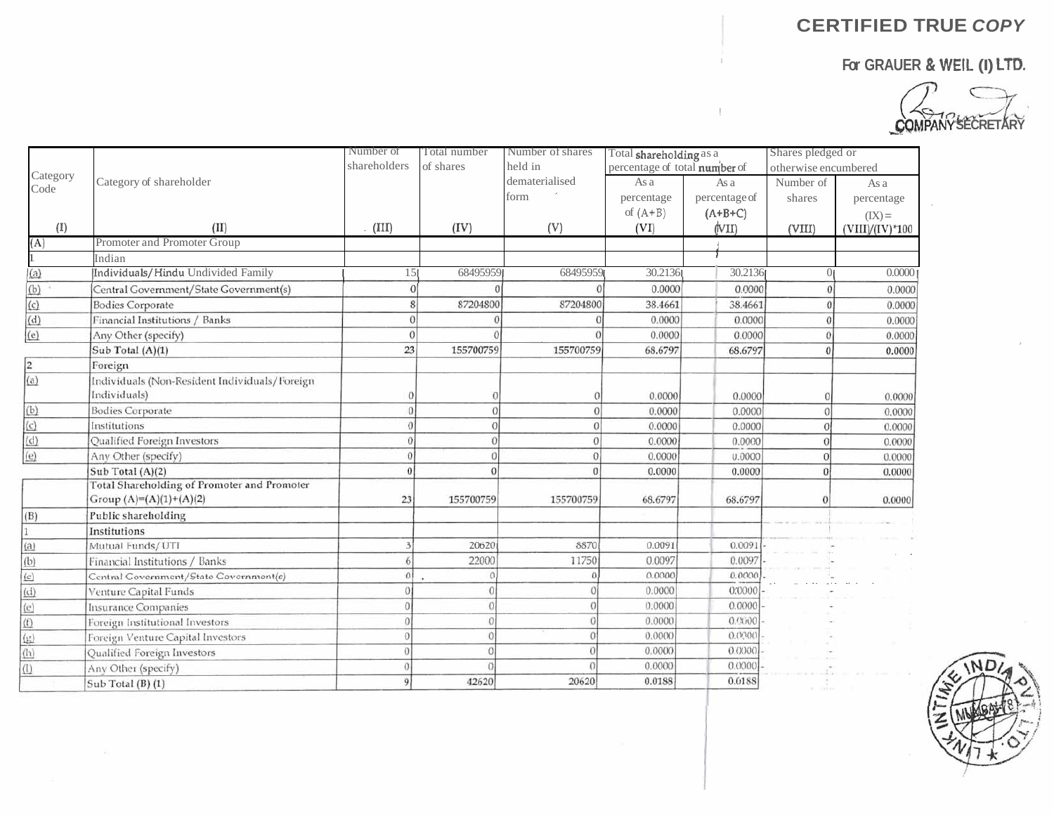**CERTIFIED TRUE *COPY***

**For GRAUER & WEIL (I) LTD.**

**COMPANY SECRETARY**

| Category Code | Category of shareholder | Number of shareholders | Total number of shares | Number of shares held in dematerialised form | Total shareholding as a percentage of total number of shares | | Shares pledged or otherwise encumbered | |
|---|---|---|---|---|---|---|---|---|
| | | | | | As a percentage of (A+B) | As a percentage of (A+B+C) | Number of shares | As a percentage |
| (I) | (II) | (III) | (IV) | (V) | (VI) | (VII) | (VIII) | (IX) = (VIII)/(IV)*100 |
| (A) | Promoter and Promoter Group | | | | | | | |
| 1 | Indian | | | | | | | |
| (a) | Individuals/Hindu Undivided Family | 15 | 68495959 | 68495959 | 30.2136 | 30.2136 | 0 | 0.0000 |
| (b) | Central Government/State Government(s) | 0 | 0 | 0 | 0.0000 | 0.0000 | 0 | 0.0000 |
| (c) | Bodies Corporate | 8 | 87204800 | 87204800 | 38.4661 | 38.4661 | 0 | 0.0000 |
| (d) | Financial Institutions / Banks | 0 | 0 | 0 | 0.0000 | 0.0000 | 0 | 0.0000 |
| (e) | Any Other (specify) | 0 | 0 | 0 | 0.0000 | 0.0000 | 0 | 0.0000 |
| | Sub Total (A)(1) | 23 | 155700759 | 155700759 | 68.6797 | 68.6797 | 0 | 0.0000 |
| 2 | Foreign | | | | | | | |
| (a) | Individuals (Non-Resident Individuals/Foreign Individuals) | 0 | 0 | 0 | 0.0000 | 0.0000 | 0 | 0.0000 |
| (b) | Bodies Corporate | 0 | 0 | 0 | 0.0000 | 0.0000 | 0 | 0.0000 |
| (c) | Institutions | 0 | 0 | 0 | 0.0000 | 0.0000 | 0 | 0.0000 |
| (d) | Qualified Foreign Investors | 0 | 0 | 0 | 0.0000 | 0.0000 | 0 | 0.0000 |
| (e) | Any Other (specify) | 0 | 0 | 0 | 0.0000 | 0.0000 | 0 | 0.0000 |
| | Sub Total (A)(2) | 0 | 0 | 0 | 0.0000 | 0.0000 | 0 | 0.0000 |
| | Total Shareholding of Promoter and Promoter Group (A)=(A)(1)+(A)(2) | 23 | 155700759 | 155700759 | 68.6797 | 68.6797 | 0 | 0.0000 |
| (B) | Public shareholding | | | | | | | |
| 1 | Institutions | | | | | | | |
| (a) | Mutual Funds/UTI | 3 | 20620 | 8870 | 0.0091 | 0.0091 | - | - |
| (b) | Financial Institutions / Banks | 6 | 22000 | 11750 | 0.0097 | 0.0097 | - | - |
| (c) | Central Government/State Government(s) | 0 | 0 | 0 | 0.0000 | 0.0000 | - | - |
| (d) | Venture Capital Funds | 0 | 0 | 0 | 0.0000 | 0.0000 | - | - |
| (e) | Insurance Companies | 0 | 0 | 0 | 0.0000 | 0.0000 | - | - |
| (f) | Foreign Institutional Investors | 0 | 0 | 0 | 0.0000 | 0.0000 | - | - |
| (g) | Foreign Venture Capital Investors | 0 | 0 | 0 | 0.0000 | 0.0000 | - | - |
| (h) | Qualified Foreign Investors | 0 | 0 | 0 | 0.0000 | 0.0000 | - | - |
| (i) | Any Other (specify) | 0 | 0 | 0 | 0.0000 | 0.0000 | - | - |
| | Sub Total (B) (1) | 9 | 42620 | 20620 | 0.0188 | 0.0188 | | |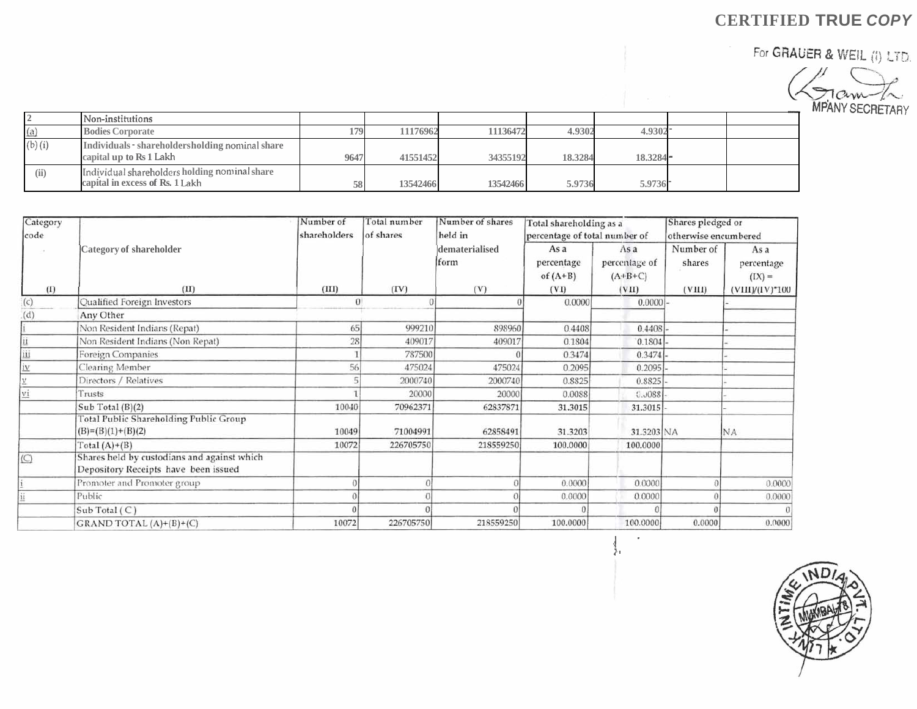**CERTIFIED TRUE *COPY***

For GRAUER & WEIL (I) LTD.

COMPANY SECRETARY

| Category code (I) | Category of shareholder (II) | Number of shareholders (III) | Total number of shares (IV) | Number of shares held in dematerialised form (V) | Total shareholding as a percentage of total number of shares | | Shares pledged or otherwise encumbered | |
|---|---|---|---|---|---|---|---|---|
| | | | | | As a percentage of (A+B) (VI) | As a percentage of (A+B+C) (VII) | Number of shares (VIII) | As a percentage (IX) = (VIII)/(IV)*100 |
| 2 | Non-institutions | | | | | | | |
| (a) | Bodies Corporate | 179 | 11176962 | 11136472 | 4.9302 | 4.9302 | - | |
| (b) (i) | Individuals - shareholdersholding nominal share capital up to Rs 1 Lakh | 9647 | 41551452 | 34355192 | 18.3284 | 18.3284 | - | |
| (ii) | Individual shareholders holding nominal share capital in excess of Rs. 1 Lakh | 58 | 13542466 | 13542466 | 5.9736 | 5.9736 | - | |
| (c) | Qualified Foreign Investors | 0 | 0 | 0 | 0.0000 | 0.0000 | - | - |
| (d) | Any Other | | | | | | | |
| i | Non Resident Indians (Repat) | 65 | 999210 | 898960 | 0.4408 | 0.4408 | - | - |
| ii | Non Resident Indians (Non Repat) | 28 | 409017 | 409017 | 0.1804 | 0.1804 | - | - |
| iii | Foreign Companies | 1 | 787500 | 0 | 0.3474 | 0.3474 | - | - |
| iv | Clearing Member | 56 | 475024 | 475024 | 0.2095 | 0.2095 | - | - |
| v | Directors / Relatives | 5 | 2000740 | 2000740 | 0.8825 | 0.8825 | - | - |
| vi | Trusts | 1 | 20000 | 20000 | 0.0088 | 0.0088 | - | - |
| | Sub Total (B)(2) | 10040 | 70962371 | 62837871 | 31.3015 | 31.3015 | - | - |
| | Total Public Shareholding Public Group (B)=(B)(1)+(B)(2) | 10049 | 71004991 | 62858491 | 31.3203 | 31.3203 | NA | NA |
| | Total (A)+(B) | 10072 | 226705750 | 218559250 | 100.0000 | 100.0000 | | |
| (C) | Shares held by custodians and against which Depository Receipts have been issued | | | | | | | |
| i | Promoter and Promoter group | 0 | 0 | 0 | 0.0000 | 0.0000 | 0 | 0.0000 |
| ii | Public | 0 | 0 | 0 | 0.0000 | 0.0000 | 0 | 0.0000 |
| | Sub Total ( C ) | 0 | 0 | 0 | 0 | 0 | 0 | 0 |
| | GRAND TOTAL (A)+(B)+(C) | 10072 | 226705750 | 218559250 | 100.0000 | 100.0000 | 0.0000 | 0.0000 |

LINK INTIME INDIA PVT. LTD. MUMBAI-78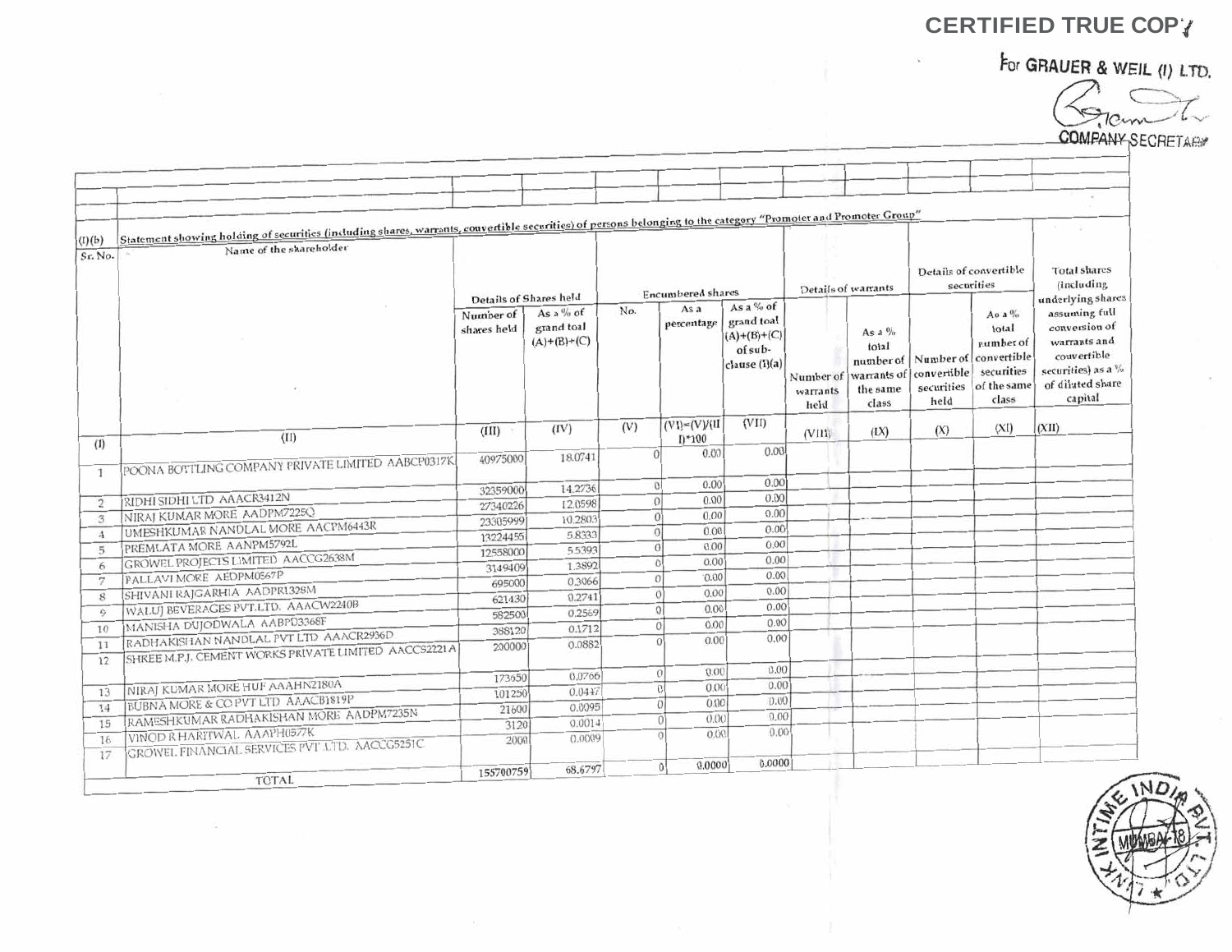CERTIFIED TRUE COPY

For GRAUER & WEIL (I) LTD.

COMPANY SECRETARY

(I)(b) Statement showing holding of securities (including shares, warrants, convertible securities) of persons belonging to the category "Promoter and Promoter Group"

| Sr. No. | Name of the shareholder | Details of Shares held | | Encumbered shares | | | Details of warrants | | Details of convertible securities | | Total shares (including underlying shares assuming full conversion of warrants and convertible securities) as a % of diluted share capital |
|---|---|---|---|---|---|---|---|---|---|---|---|
| | | Number of shares held | As a % of grand toal (A)+(B)+(C) | No. | As a percentage | As a % of grand toal (A)+(B)+(C) of sub-clause (I)(a) | Number of warrants held | As a % total number of warrants of the same class | Number of convertible securities held | As a % total number of convertible securities of the same class | |
| (I) | (II) | (III) | (IV) | (V) | (VI)=(V)/(III)*100 | (VII) | (VIII) | (IX) | (X) | (XI) | (XII) |
| 1 | POONA BOTTLING COMPANY PRIVATE LIMITED AABCP0317K | 40975000 | 18.0741 | 0 | 0.00 | 0.00 | | | | | |
| 2 | RIDHI SIDHI LTD AAACR3412N | 32359000 | 14.2736 | 0 | 0.00 | 0.00 | | | | | |
| 3 | NIRAJ KUMAR MORE AADPM7225Q | 27340226 | 12.0598 | 0 | 0.00 | 0.00 | | | | | |
| 4 | UMESHKUMAR NANDLAL MORE AACPM6443R | 23305999 | 10.2803 | 0 | 0.00 | 0.00 | | | | | |
| 5 | PREMLATA MORE AANPM5792L | 13224455 | 5.8333 | 0 | 0.00 | 0.00 | | | | | |
| 6 | GROWEL PROJECTS LIMITED AACCG2638M | 12558000 | 5.5393 | 0 | 0.00 | 0.00 | | | | | |
| 7 | PALLAVI MORE AEDPM0567P | 3149409 | 1.3892 | 0 | 0.00 | 0.00 | | | | | |
| 8 | SHIVANI RAJGARHIA AADPR1328M | 695000 | 0.3066 | 0 | 0.00 | 0.00 | | | | | |
| 9 | WALUJ BEVERAGES PVT.LTD. AAACW2240B | 621430 | 0.2741 | 0 | 0.00 | 0.00 | | | | | |
| 10 | MANISHA DUJODWALA AABPD3368F | 582500 | 0.2569 | 0 | 0.00 | 0.00 | | | | | |
| 11 | RADHAKISHAN NANDLAL PVT LTD AAACR2936D | 388120 | 0.1712 | 0 | 0.00 | 0.00 | | | | | |
| 12 | SHREE M.P.J. CEMENT WORKS PRIVATE LIMITED AACCS2221A | 200000 | 0.0882 | 0 | 0.00 | 0.00 | | | | | |
| 13 | NIRAJ KUMAR MORE HUF AAAHN2180A | 173650 | 0.0766 | 0 | 0.00 | 0.00 | | | | | |
| 14 | BUBNA MORE & CO PVT LTD AAACB1819P | 101250 | 0.0447 | 0 | 0.00 | 0.00 | | | | | |
| 15 | RAMESHKUMAR RADHAKISHAN MORE AADPM7235N | 21600 | 0.0095 | 0 | 0.00 | 0.00 | | | | | |
| 16 | VINOD R HARITWAL AAAPH0577K | 3120 | 0.0014 | 0 | 0.00 | 0.00 | | | | | |
| 17 | GROWEL FINANCIAL SERVICES PVT LTD. AACCG5251C | 2000 | 0.0009 | 0 | 0.00 | 0.00 | | | | | |
| | TOTAL | 155700759 | 68.6797 | 0 | 0.0000 | 0.0000 | | | | | |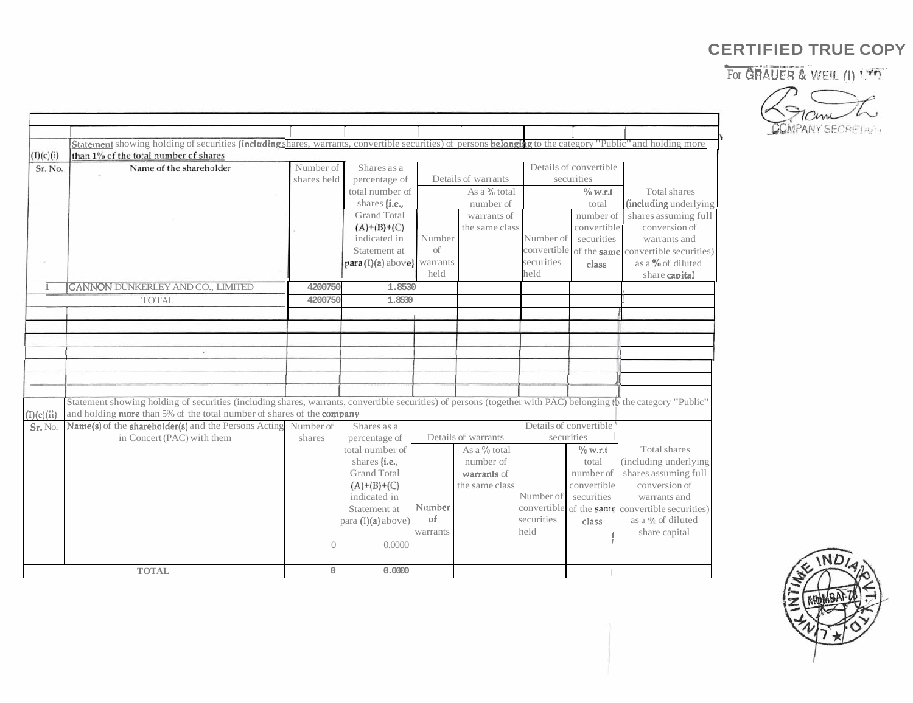CERTIFIED TRUE COPY

For GRAUER & WEIL (I) LTD.

COMPANY SECRETARY

| (I)(c)(i) | Statement showing holding of securities (including shares, warrants, convertible securities) of persons belonging to the category "Public" and holding more than 1% of the total number of shares | | | | | | | |
|---|---|---|---|---|---|---|---|---|
| Sr. No. | Name of the shareholder | Number of shares held | Shares as a percentage of total number of shares {i.e., Grand Total (A)+(B)+(C) indicated in Statement at para (I)(a) above} | Details of warrants | | Details of convertible securities | | Total shares (including underlying shares assuming full conversion of warrants and convertible securities) as a % of diluted share capital |
| | | | | Number of warrants held | As a % total number of warrants of the same class | Number of convertible securities held | % w.r.t total number of convertible securities of the same class | |
| 1 | GANNON DUNKERLEY AND CO., LIMITED | 4200750 | 1.8530 | | | | | |
| | TOTAL | 4200750 | 1.8530 | | | | | |

| (I)(c)(ii) | Statement showing holding of securities (including shares, warrants, convertible securities) of persons (together with PAC) belonging to the category "Public" and holding more than 5% of the total number of shares of the company | | | | | | | |
|---|---|---|---|---|---|---|---|---|
| Sr. No. | Name(s) of the shareholder(s) and the Persons Acting in Concert (PAC) with them | Number of shares | Shares as a percentage of total number of shares {i.e., Grand Total (A)+(B)+(C) indicated in Statement at para (I)(a) above} | Details of warrants | | Details of convertible securities | | Total shares (including underlying shares assuming full conversion of warrants and convertible securities) as a % of diluted share capital |
| | | | | Number of warrants | As a % total number of warrants of the same class | Number of convertible securities held | % w.r.t total number of convertible securities of the same class | |
| | | 0 | 0.0000 | | | | | |
| | | | | | | | | |
| | TOTAL | 0 | 0.0000 | | | | | |

LINK INTIME INDIA PVT. LTD. MUMBAI-78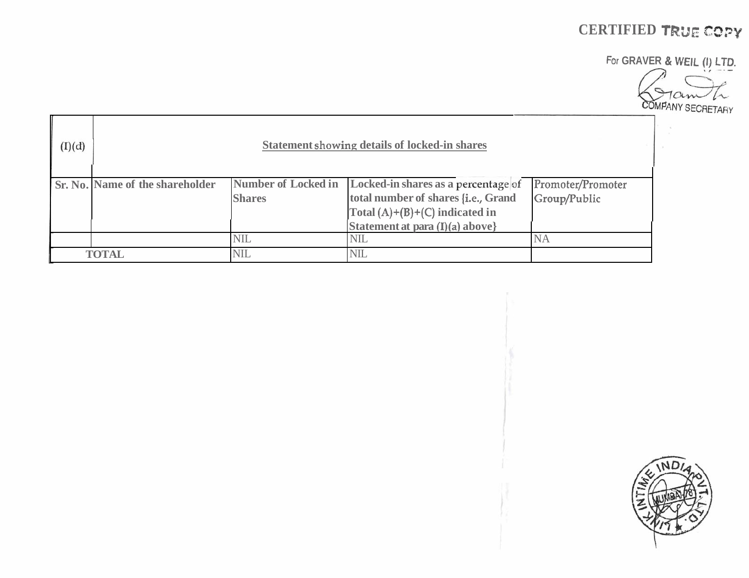CERTIFIED TRUE COPY

For GRAVER & WEIL (I) LTD.

COMPANY SECRETARY

| (I)(d) | Statement showing details of locked-in shares | | | |
|---|---|---|---|---|
| **Sr. No.** | **Name of the shareholder** | **Number of Locked in Shares** | **Locked-in shares as a percentage of total number of shares {i.e., Grand Total (A)+(B)+(C) indicated in Statement at para (I)(a) above}** | Promoter/Promoter Group/Public |
| | | NIL | NIL | NA |
| **TOTAL** | | NIL | NIL | |

LINK INTIME INDIA PVT. LTD. MUMBAI-78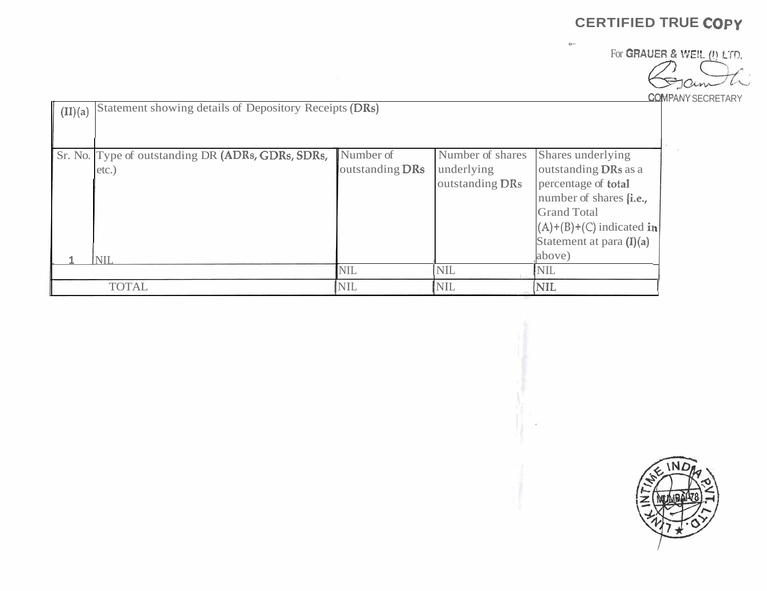CERTIFIED TRUE COPY

For GRAUER & WEIL (I) LTD.

COMPANY SECRETARY

| (II)(a) | Statement showing details of Depository Receipts (DRs) | | | |
|---|---|---|---|---|
| Sr. No. | Type of outstanding DR (ADRs, GDRs, SDRs, etc.) | Number of outstanding DRs | Number of shares underlying outstanding DRs | Shares underlying outstanding DRs as a percentage of total number of shares {i.e., Grand Total (A)+(B)+(C) indicated in Statement at para (I)(a) above) |
| 1 | NIL | | | |
| | | NIL | NIL | NIL |
| | TOTAL | NIL | NIL | NIL |

LINK INTIME INDIA PVT. LTD. MUMBAI-78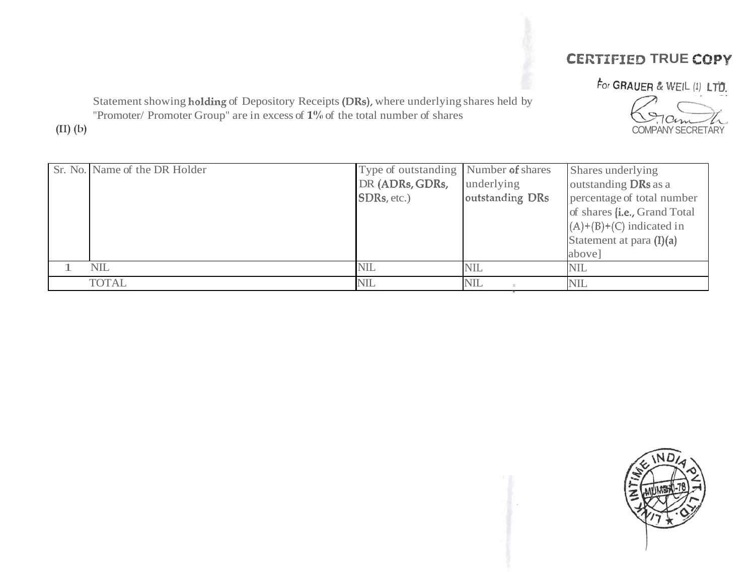CERTIFIED TRUE COPY

For GRAUER & WEIL (I) LTD.

COMPANY SECRETARY

(II) (b) Statement showing holding of Depository Receipts (DRs), where underlying shares held by "Promoter/ Promoter Group" are in excess of 1% of the total number of shares

| Sr. No. | Name of the DR Holder | Type of outstanding DR (ADRs, GDRs, SDRs, etc.) | Number of shares underlying outstanding DRs | Shares underlying outstanding DRs as a percentage of total number of shares {i.e., Grand Total (A)+(B)+(C) indicated in Statement at para (I)(a) above] |
|---|---|---|---|---|
| 1 | NIL | NIL | NIL | NIL |
| | TOTAL | NIL | NIL | NIL |

LINK INTIME INDIA PVT. LTD. MUMBAI-78